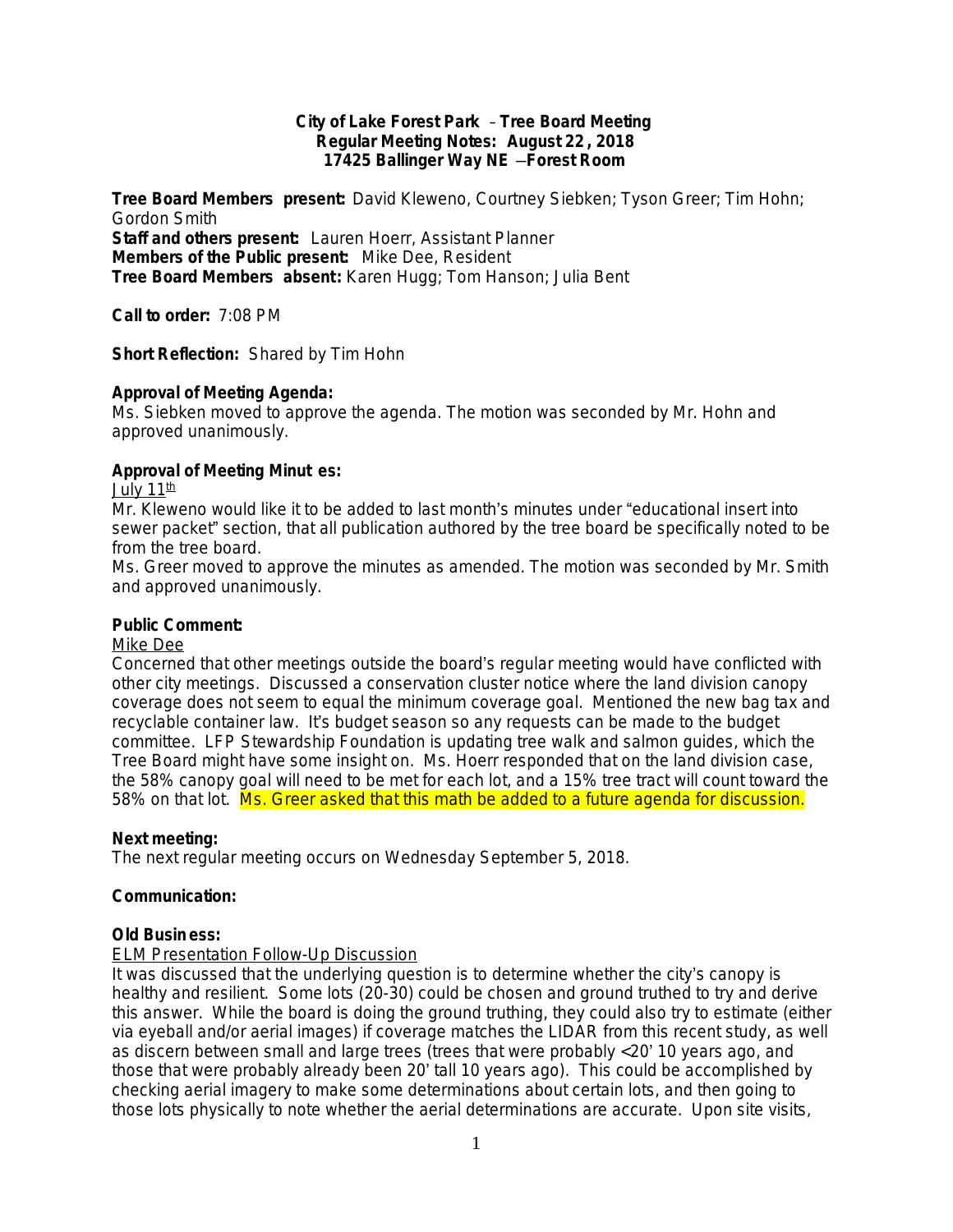**City of Lake Forest Park – Tree Board Meeting**
**Regular Meeting Notes: August 22, 2018**
**17425 Ballinger Way NE –Forest Room**

**Tree Board Members present:** David Kleweno, Courtney Siebken; Tyson Greer; Tim Hohn; Gordon Smith
**Staff and others present:** Lauren Hoerr, Assistant Planner
**Members of the Public present:** Mike Dee, Resident
**Tree Board Members absent:** Karen Hugg; Tom Hanson; Julia Bent

**Call to order:** 7:08 PM

**Short Reflection:** Shared by Tim Hohn

**Approval of Meeting Agenda:**
Ms. Siebken moved to approve the agenda. The motion was seconded by Mr. Hohn and approved unanimously.

**Approval of Meeting Minutes:**
July 11th
Mr. Kleweno would like it to be added to last month's minutes under "educational insert into sewer packet" section, that all publication authored by the tree board be specifically noted to be from the tree board.
Ms. Greer moved to approve the minutes as amended. The motion was seconded by Mr. Smith and approved unanimously.

**Public Comment:**
Mike Dee
Concerned that other meetings outside the board's regular meeting would have conflicted with other city meetings. Discussed a conservation cluster notice where the land division canopy coverage does not seem to equal the minimum coverage goal. Mentioned the new bag tax and recyclable container law. It's budget season so any requests can be made to the budget committee. LFP Stewardship Foundation is updating tree walk and salmon guides, which the Tree Board might have some insight on. Ms. Hoerr responded that on the land division case, the 58% canopy goal will need to be met for each lot, and a 15% tree tract will count toward the 58% on that lot. Ms. Greer asked that this math be added to a future agenda for discussion.

**Next meeting:**
The next regular meeting occurs on Wednesday September 5, 2018.

**Communication:**

**Old Business:**
ELM Presentation Follow-Up Discussion
It was discussed that the underlying question is to determine whether the city's canopy is healthy and resilient. Some lots (20-30) could be chosen and ground truthed to try and derive this answer. While the board is doing the ground truthing, they could also try to estimate (either via eyeball and/or aerial images) if coverage matches the LIDAR from this recent study, as well as discern between small and large trees (trees that were probably <20' 10 years ago, and those that were probably already been 20' tall 10 years ago). This could be accomplished by checking aerial imagery to make some determinations about certain lots, and then going to those lots physically to note whether the aerial determinations are accurate. Upon site visits,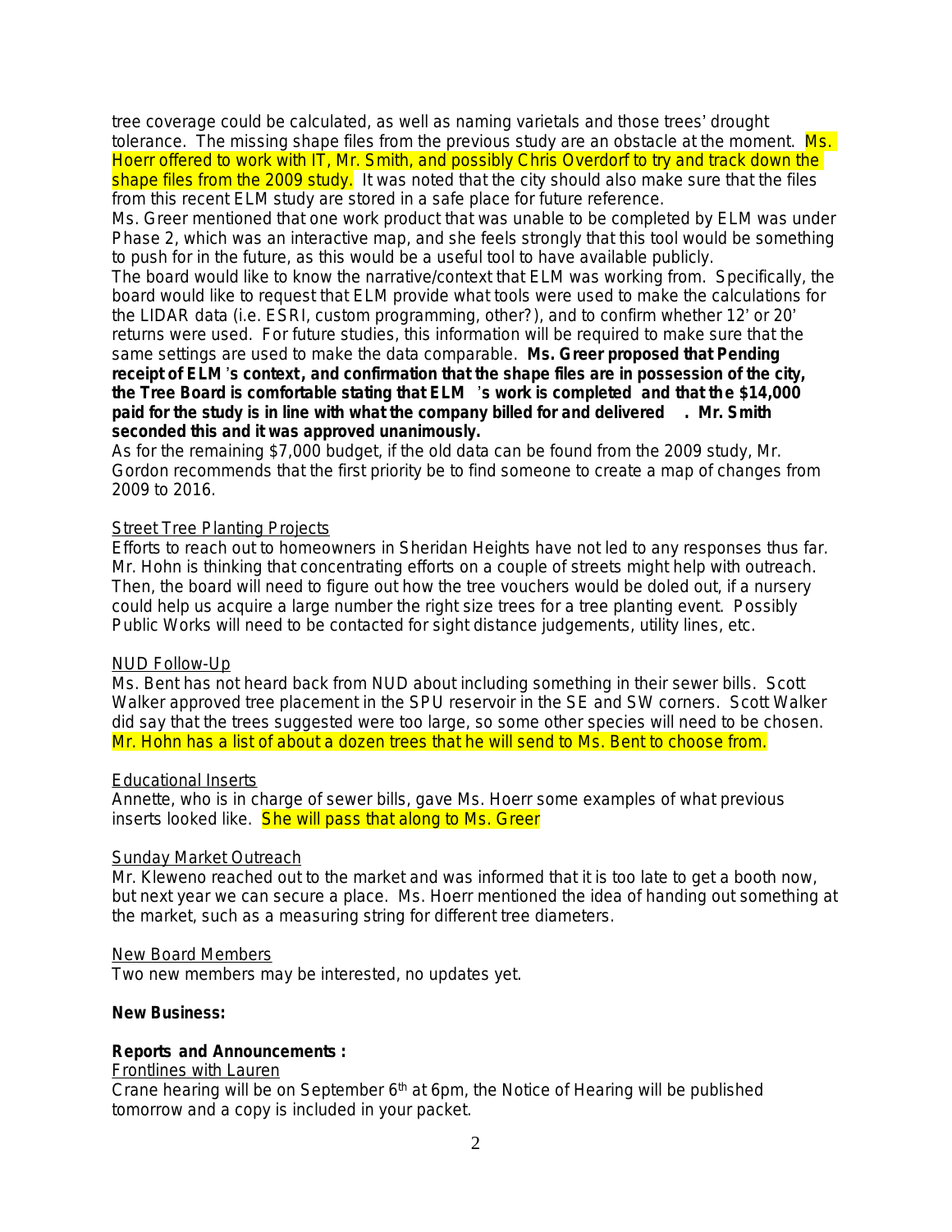tree coverage could be calculated, as well as naming varietals and those trees' drought tolerance. The missing shape files from the previous study are an obstacle at the moment. Ms. Hoerr offered to work with IT, Mr. Smith, and possibly Chris Overdorf to try and track down the shape files from the 2009 study. It was noted that the city should also make sure that the files from this recent ELM study are stored in a safe place for future reference.

Ms. Greer mentioned that one work product that was unable to be completed by ELM was under Phase 2, which was an interactive map, and she feels strongly that this tool would be something to push for in the future, as this would be a useful tool to have available publicly.

The board would like to know the narrative/context that ELM was working from. Specifically, the board would like to request that ELM provide what tools were used to make the calculations for the LIDAR data (i.e. ESRI, custom programming, other?), and to confirm whether 12' or 20' returns were used. For future studies, this information will be required to make sure that the same settings are used to make the data comparable. **Ms. Greer proposed that Pending receipt of ELM's context, and confirmation that the shape files are in possession of the city, the Tree Board is comfortable stating that ELM's work is completed and that the $14,000 paid for the study is in line with what the company billed for and delivered. Mr. Smith seconded this and it was approved unanimously.**

As for the remaining $7,000 budget, if the old data can be found from the 2009 study, Mr. Gordon recommends that the first priority be to find someone to create a map of changes from 2009 to 2016.

Street Tree Planting Projects

Efforts to reach out to homeowners in Sheridan Heights have not led to any responses thus far. Mr. Hohn is thinking that concentrating efforts on a couple of streets might help with outreach. Then, the board will need to figure out how the tree vouchers would be doled out, if a nursery could help us acquire a large number the right size trees for a tree planting event. Possibly Public Works will need to be contacted for sight distance judgements, utility lines, etc.

NUD Follow-Up

Ms. Bent has not heard back from NUD about including something in their sewer bills. Scott Walker approved tree placement in the SPU reservoir in the SE and SW corners. Scott Walker did say that the trees suggested were too large, so some other species will need to be chosen. Mr. Hohn has a list of about a dozen trees that he will send to Ms. Bent to choose from.

Educational Inserts

Annette, who is in charge of sewer bills, gave Ms. Hoerr some examples of what previous inserts looked like. She will pass that along to Ms. Greer

Sunday Market Outreach

Mr. Kleweno reached out to the market and was informed that it is too late to get a booth now, but next year we can secure a place. Ms. Hoerr mentioned the idea of handing out something at the market, such as a measuring string for different tree diameters.

New Board Members

Two new members may be interested, no updates yet.

**New Business:**

**Reports and Announcements:**

Frontlines with Lauren

Crane hearing will be on September 6th at 6pm, the Notice of Hearing will be published tomorrow and a copy is included in your packet.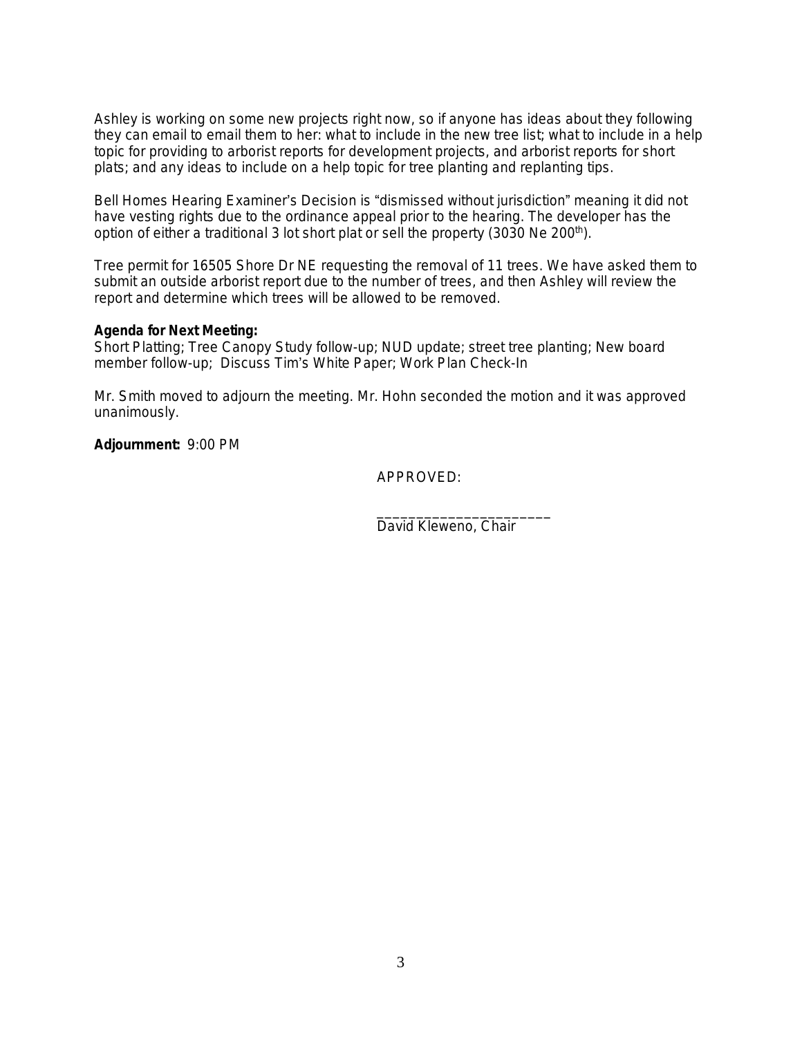Ashley is working on some new projects right now, so if anyone has ideas about they following they can email to email them to her: what to include in the new tree list; what to include in a help topic for providing to arborist reports for development projects, and arborist reports for short plats; and any ideas to include on a help topic for tree planting and replanting tips.

Bell Homes Hearing Examiner's Decision is "dismissed without jurisdiction" meaning it did not have vesting rights due to the ordinance appeal prior to the hearing. The developer has the option of either a traditional 3 lot short plat or sell the property (3030 Ne 200th).

Tree permit for 16505 Shore Dr NE requesting the removal of 11 trees. We have asked them to submit an outside arborist report due to the number of trees, and then Ashley will review the report and determine which trees will be allowed to be removed.

**Agenda for Next Meeting:**
Short Platting; Tree Canopy Study follow-up; NUD update; street tree planting; New board member follow-up; Discuss Tim's White Paper; Work Plan Check-In

Mr. Smith moved to adjourn the meeting. Mr. Hohn seconded the motion and it was approved unanimously.

**Adjournment:** 9:00 PM

APPROVED:

______________________
David Kleweno, Chair